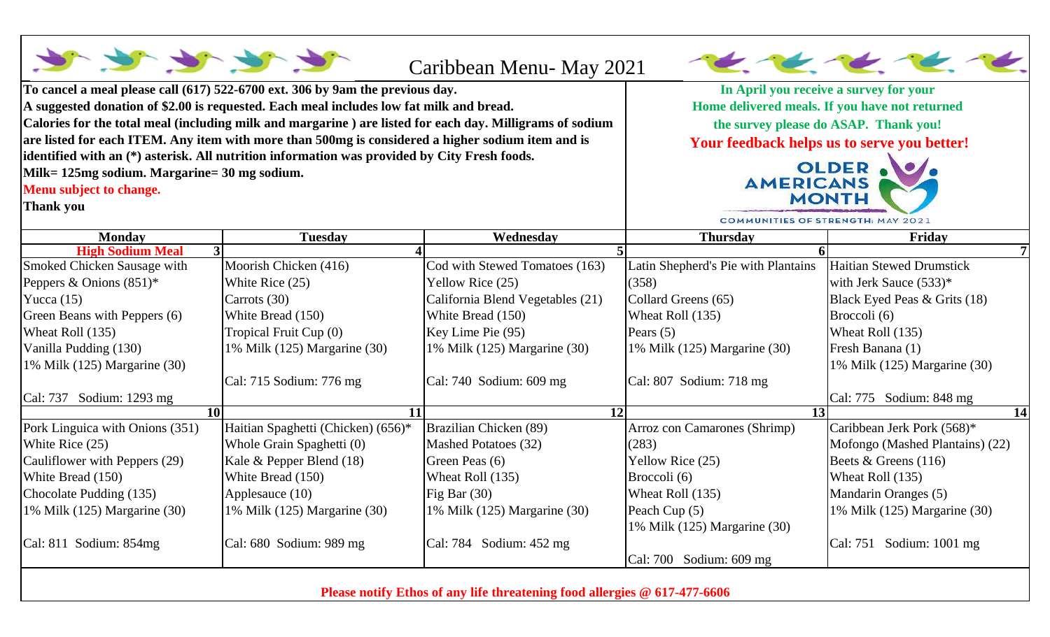# Caribbean Menu- May 2021

**To cancel a meal please call (617) 522-6700 ext. 306 by 9am the previous day.**
**A suggested donation of $2.00 is requested. Each meal includes low fat milk and bread.**
**Calories for the total meal (including milk and margarine ) are listed for each day. Milligrams of sodium are listed for each ITEM. Any item with more than 500mg is considered a higher sodium item and is identified with an (*) asterisk. All nutrition information was provided by City Fresh foods.**
**Milk= 125mg sodium. Margarine= 30 mg sodium.**
**Menu subject to change.**
**Thank you**

**In April you receive a survey for your Home delivered meals. If you have not returned the survey please do ASAP. Thank you!**
**Your feedback helps us to serve you better!**

OLDER AMERICANS MONTH
COMMUNITIES OF STRENGTH: MAY 2021

| Monday | Tuesday | Wednesday | Thursday | Friday |
|---|---|---|---|---|
| **High Sodium Meal** 3 | 4 | 5 | 6 | 7 |
| Smoked Chicken Sausage with Peppers & Onions (851)*<br>Yucca (15)<br>Green Beans with Peppers (6)<br>Wheat Roll (135)<br>Vanilla Pudding (130)<br>1% Milk (125) Margarine (30)<br><br>Cal: 737 Sodium: 1293 mg | Moorish Chicken (416)<br>White Rice (25)<br>Carrots (30)<br>White Bread (150)<br>Tropical Fruit Cup (0)<br>1% Milk (125) Margarine (30)<br><br>Cal: 715 Sodium: 776 mg | Cod with Stewed Tomatoes (163)<br>Yellow Rice (25)<br>California Blend Vegetables (21)<br>White Bread (150)<br>Key Lime Pie (95)<br>1% Milk (125) Margarine (30)<br><br>Cal: 740 Sodium: 609 mg | Latin Shepherd's Pie with Plantains (358)<br>Collard Greens (65)<br>Wheat Roll (135)<br>Pears (5)<br>1% Milk (125) Margarine (30)<br><br>Cal: 807 Sodium: 718 mg | Haitian Stewed Drumstick with Jerk Sauce (533)*<br>Black Eyed Peas & Grits (18)<br>Broccoli (6)<br>Wheat Roll (135)<br>Fresh Banana (1)<br>1% Milk (125) Margarine (30)<br><br>Cal: 775 Sodium: 848 mg |
| 10 | 11 | 12 | 13 | 14 |
| Pork Linguica with Onions (351)<br>White Rice (25)<br>Cauliflower with Peppers (29)<br>White Bread (150)<br>Chocolate Pudding (135)<br>1% Milk (125) Margarine (30)<br><br>Cal: 811 Sodium: 854mg | Haitian Spaghetti (Chicken) (656)*<br>Whole Grain Spaghetti (0)<br>Kale & Pepper Blend (18)<br>White Bread (150)<br>Applesauce (10)<br>1% Milk (125) Margarine (30)<br><br>Cal: 680 Sodium: 989 mg | Brazilian Chicken (89)<br>Mashed Potatoes (32)<br>Green Peas (6)<br>Wheat Roll (135)<br>Fig Bar (30)<br>1% Milk (125) Margarine (30)<br><br>Cal: 784 Sodium: 452 mg | Arroz con Camarones (Shrimp) (283)<br>Yellow Rice (25)<br>Broccoli (6)<br>Wheat Roll (135)<br>Peach Cup (5)<br>1% Milk (125) Margarine (30)<br><br>Cal: 700 Sodium: 609 mg | Caribbean Jerk Pork (568)*<br>Mofongo (Mashed Plantains) (22)<br>Beets & Greens (116)<br>Wheat Roll (135)<br>Mandarin Oranges (5)<br>1% Milk (125) Margarine (30)<br><br>Cal: 751 Sodium: 1001 mg |

**Please notify Ethos of any life threatening food allergies @ 617-477-6606**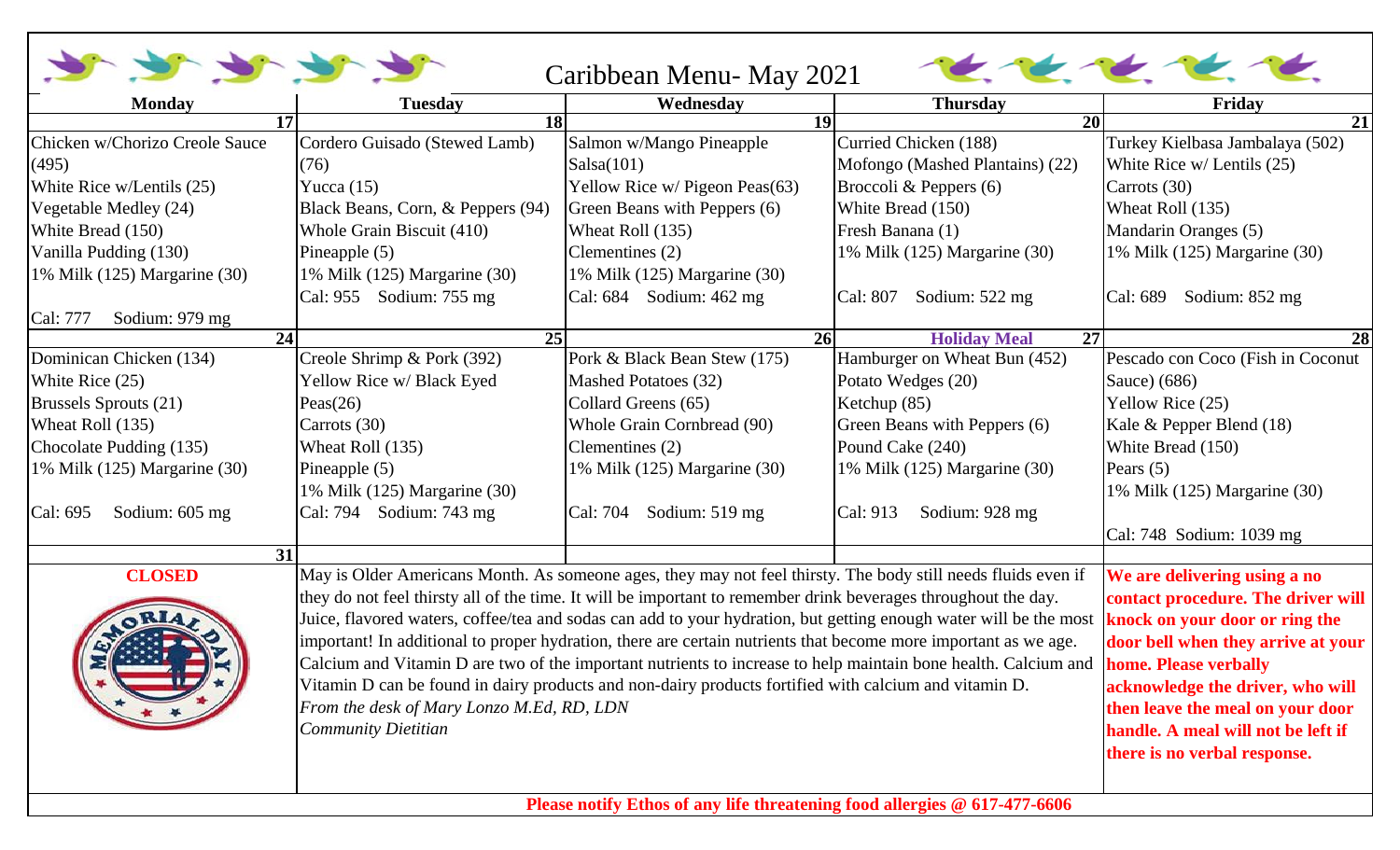# Caribbean Menu- May 2021

| Monday | Tuesday | Wednesday | Thursday | Friday |
|---|---|---|---|---|
| 17 | 18 | 19 | 20 | 21 |
| Chicken w/Chorizo Creole Sauce (495)<br>White Rice w/Lentils (25)<br>Vegetable Medley (24)<br>White Bread (150)<br>Vanilla Pudding (130)<br>1% Milk (125) Margarine (30)<br><br>Cal: 777 Sodium: 979 mg | Cordero Guisado (Stewed Lamb) (76)<br>Yucca (15)<br>Black Beans, Corn, & Peppers (94)<br>Whole Grain Biscuit (410)<br>Pineapple (5)<br>1% Milk (125) Margarine (30)<br>Cal: 955 Sodium: 755 mg | Salmon w/Mango Pineapple Salsa(101)<br>Yellow Rice w/ Pigeon Peas(63)<br>Green Beans with Peppers (6)<br>Wheat Roll (135)<br>Clementines (2)<br>1% Milk (125) Margarine (30)<br>Cal: 684 Sodium: 462 mg | Curried Chicken (188)<br>Mofongo (Mashed Plantains) (22)<br>Broccoli & Peppers (6)<br>White Bread (150)<br>Fresh Banana (1)<br>1% Milk (125) Margarine (30)<br><br>Cal: 807 Sodium: 522 mg | Turkey Kielbasa Jambalaya (502)<br>White Rice w/ Lentils (25)<br>Carrots (30)<br>Wheat Roll (135)<br>Mandarin Oranges (5)<br>1% Milk (125) Margarine (30)<br><br>Cal: 689 Sodium: 852 mg |
| 24 | 25 | 26 | **Holiday Meal** 27 | 28 |
| Dominican Chicken (134)<br>White Rice (25)<br>Brussels Sprouts (21)<br>Wheat Roll (135)<br>Chocolate Pudding (135)<br>1% Milk (125) Margarine (30)<br><br>Cal: 695 Sodium: 605 mg | Creole Shrimp & Pork (392)<br>Yellow Rice w/ Black Eyed Peas(26)<br>Carrots (30)<br>Wheat Roll (135)<br>Pineapple (5)<br>1% Milk (125) Margarine (30)<br>Cal: 794 Sodium: 743 mg | Pork & Black Bean Stew (175)<br>Mashed Potatoes (32)<br>Collard Greens (65)<br>Whole Grain Cornbread (90)<br>Clementines (2)<br>1% Milk (125) Margarine (30)<br><br>Cal: 704 Sodium: 519 mg | Hamburger on Wheat Bun (452)<br>Potato Wedges (20)<br>Ketchup (85)<br>Green Beans with Peppers (6)<br>Pound Cake (240)<br>1% Milk (125) Margarine (30)<br><br>Cal: 913 Sodium: 928 mg | Pescado con Coco (Fish in Coconut Sauce) (686)<br>Yellow Rice (25)<br>Kale & Pepper Blend (18)<br>White Bread (150)<br>Pears (5)<br>1% Milk (125) Margarine (30)<br><br>Cal: 748 Sodium: 1039 mg |
| 31 | | | | |
| **CLOSED**<br>MEMORIAL DAY | May is Older Americans Month. As someone ages, they may not feel thirsty. The body still needs fluids even if they do not feel thirsty all of the time. It will be important to remember drink beverages throughout the day. Juice, flavored waters, coffee/tea and sodas can add to your hydration, but getting enough water will be the most important! In additional to proper hydration, there are certain nutrients that become more important as we age. Calcium and Vitamin D are two of the important nutrients to increase to help maintain bone health. Calcium and Vitamin D can be found in dairy products and non-dairy products fortified with calcium and vitamin D.<br>*From the desk of Mary Lonzo M.Ed, RD, LDN*<br>*Community Dietitian* | | | **We are delivering using a no contact procedure. The driver will knock on your door or ring the door bell when they arrive at your home. Please verbally acknowledge the driver, who will then leave the meal on your door handle. A meal will not be left if there is no verbal response.** |

**Please notify Ethos of any life threatening food allergies @ 617-477-6606**